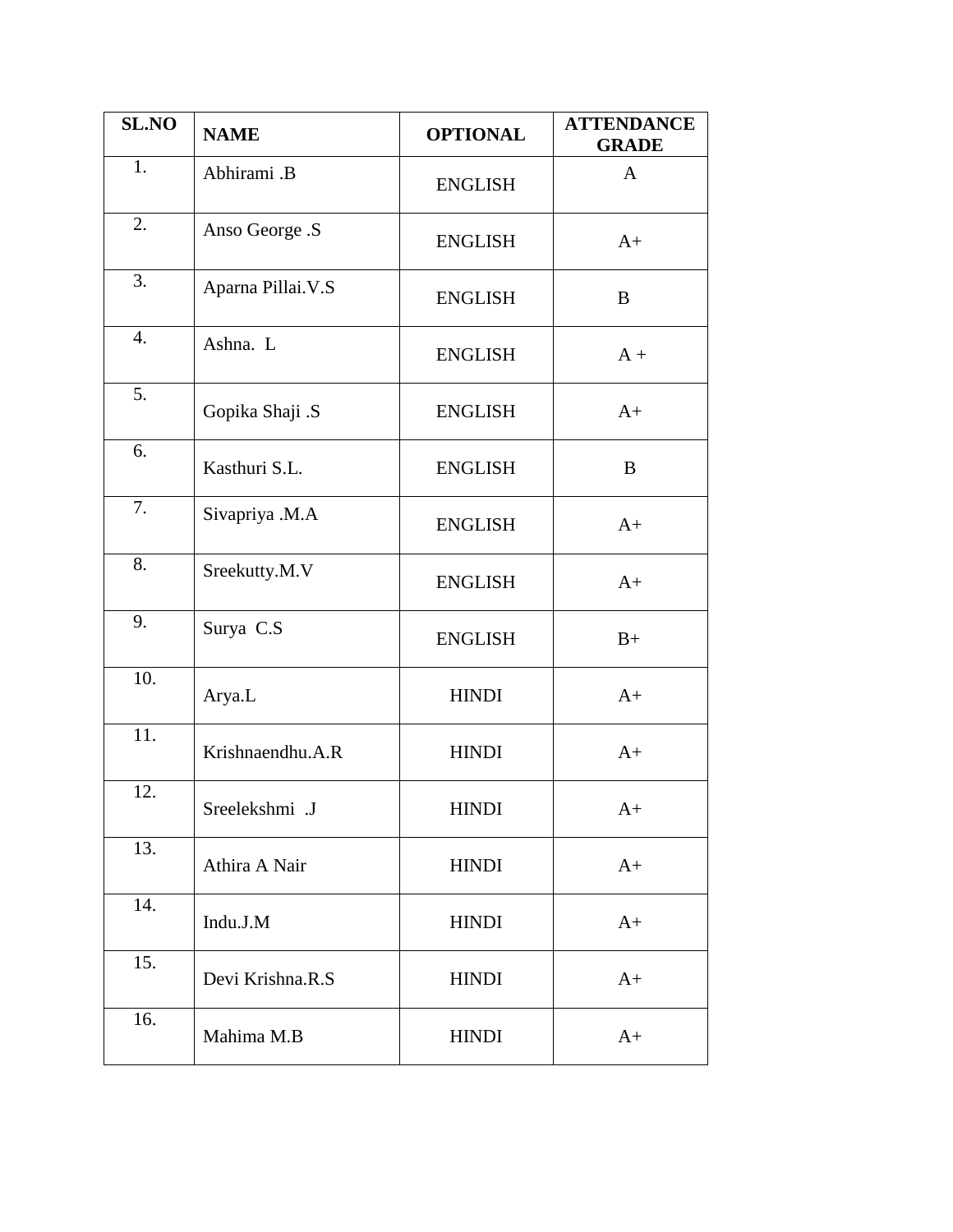| SL.NO | NAME | OPTIONAL | ATTENDANCE GRADE |
|---|---|---|---|
| 1. | Abhirami .B | ENGLISH | A |
| 2. | Anso George .S | ENGLISH | A+ |
| 3. | Aparna Pillai.V.S | ENGLISH | B |
| 4. | Ashna. L | ENGLISH | A + |
| 5. | Gopika Shaji .S | ENGLISH | A+ |
| 6. | Kasthuri S.L. | ENGLISH | B |
| 7. | Sivapriya .M.A | ENGLISH | A+ |
| 8. | Sreekutty.M.V | ENGLISH | A+ |
| 9. | Surya C.S | ENGLISH | B+ |
| 10. | Arya.L | HINDI | A+ |
| 11. | Krishnaendhu.A.R | HINDI | A+ |
| 12. | Sreelekshmi .J | HINDI | A+ |
| 13. | Athira A Nair | HINDI | A+ |
| 14. | Indu.J.M | HINDI | A+ |
| 15. | Devi Krishna.R.S | HINDI | A+ |
| 16. | Mahima M.B | HINDI | A+ |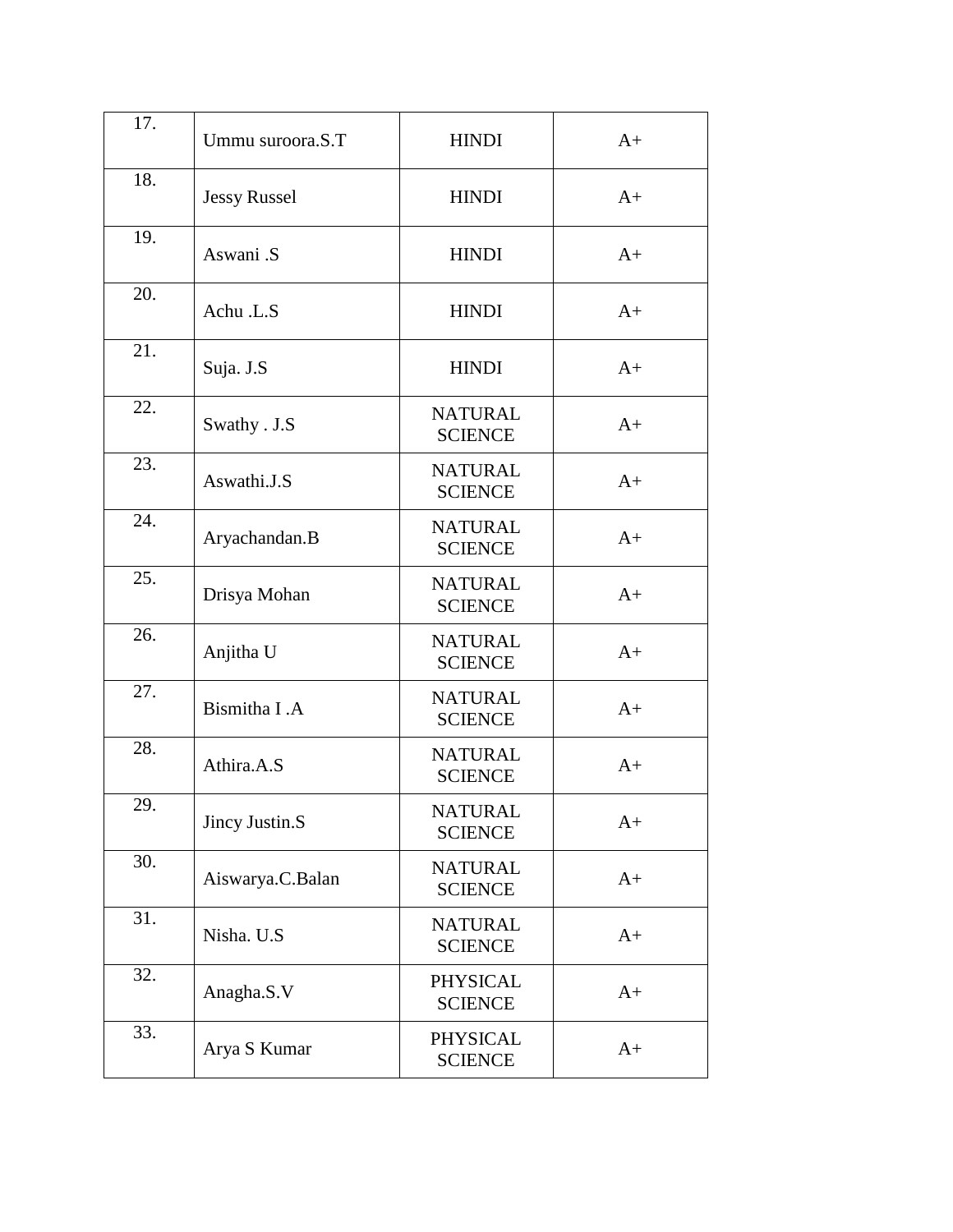| 17. | Ummu suroora.S.T | HINDI | A+ |
|---|---|---|---|
| 18. | Jessy Russel | HINDI | A+ |
| 19. | Aswani .S | HINDI | A+ |
| 20. | Achu .L.S | HINDI | A+ |
| 21. | Suja. J.S | HINDI | A+ |
| 22. | Swathy . J.S | NATURAL SCIENCE | A+ |
| 23. | Aswathi.J.S | NATURAL SCIENCE | A+ |
| 24. | Aryachandan.B | NATURAL SCIENCE | A+ |
| 25. | Drisya Mohan | NATURAL SCIENCE | A+ |
| 26. | Anjitha U | NATURAL SCIENCE | A+ |
| 27. | Bismitha I .A | NATURAL SCIENCE | A+ |
| 28. | Athira.A.S | NATURAL SCIENCE | A+ |
| 29. | Jincy Justin.S | NATURAL SCIENCE | A+ |
| 30. | Aiswarya.C.Balan | NATURAL SCIENCE | A+ |
| 31. | Nisha. U.S | NATURAL SCIENCE | A+ |
| 32. | Anagha.S.V | PHYSICAL SCIENCE | A+ |
| 33. | Arya S Kumar | PHYSICAL SCIENCE | A+ |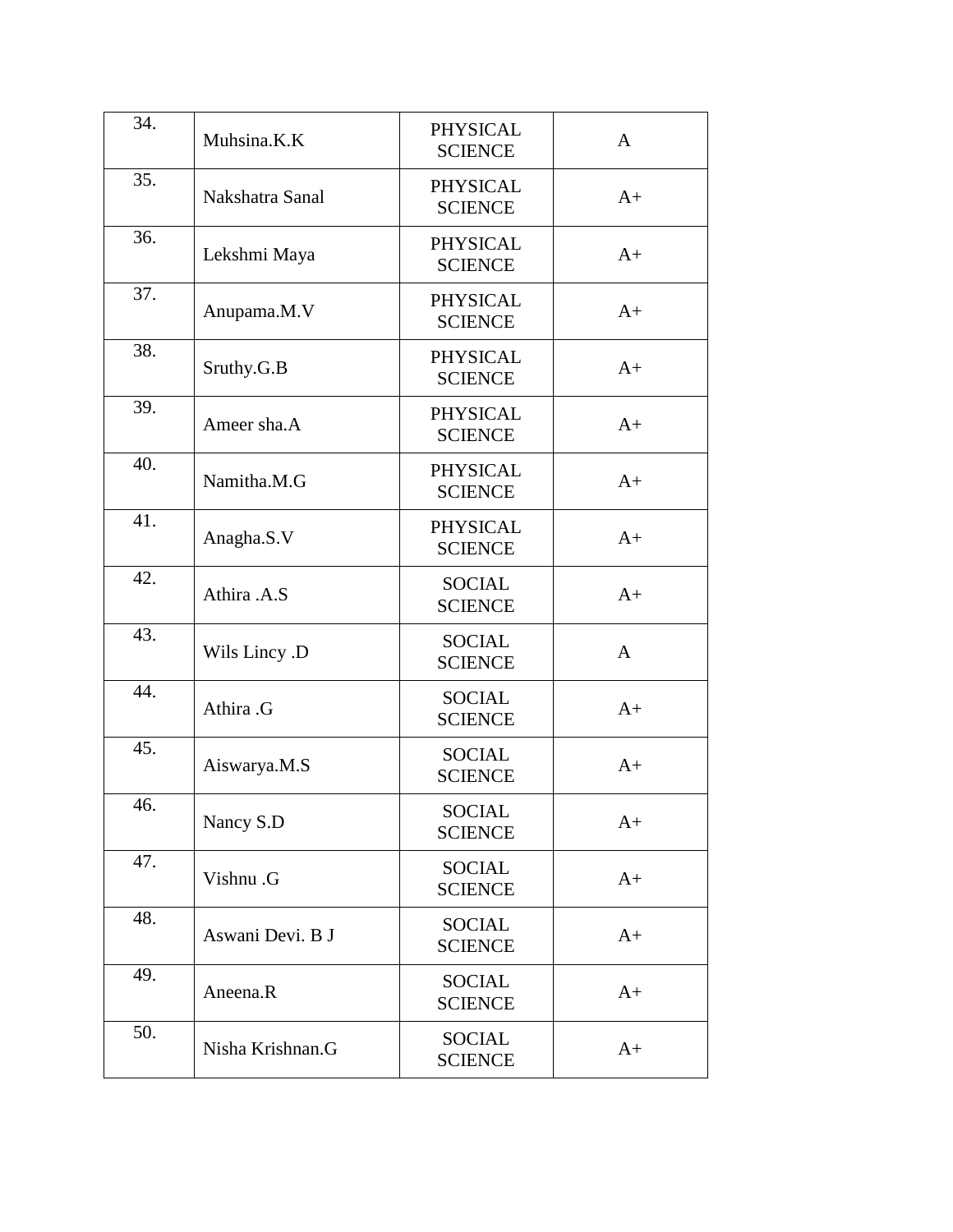| | | | |
|---|---|---|---|
| 34. | Muhsina.K.K | PHYSICAL SCIENCE | A |
| 35. | Nakshatra Sanal | PHYSICAL SCIENCE | A+ |
| 36. | Lekshmi Maya | PHYSICAL SCIENCE | A+ |
| 37. | Anupama.M.V | PHYSICAL SCIENCE | A+ |
| 38. | Sruthy.G.B | PHYSICAL SCIENCE | A+ |
| 39. | Ameer sha.A | PHYSICAL SCIENCE | A+ |
| 40. | Namitha.M.G | PHYSICAL SCIENCE | A+ |
| 41. | Anagha.S.V | PHYSICAL SCIENCE | A+ |
| 42. | Athira .A.S | SOCIAL SCIENCE | A+ |
| 43. | Wils Lincy .D | SOCIAL SCIENCE | A |
| 44. | Athira .G | SOCIAL SCIENCE | A+ |
| 45. | Aiswarya.M.S | SOCIAL SCIENCE | A+ |
| 46. | Nancy S.D | SOCIAL SCIENCE | A+ |
| 47. | Vishnu .G | SOCIAL SCIENCE | A+ |
| 48. | Aswani Devi. B J | SOCIAL SCIENCE | A+ |
| 49. | Aneena.R | SOCIAL SCIENCE | A+ |
| 50. | Nisha Krishnan.G | SOCIAL SCIENCE | A+ |